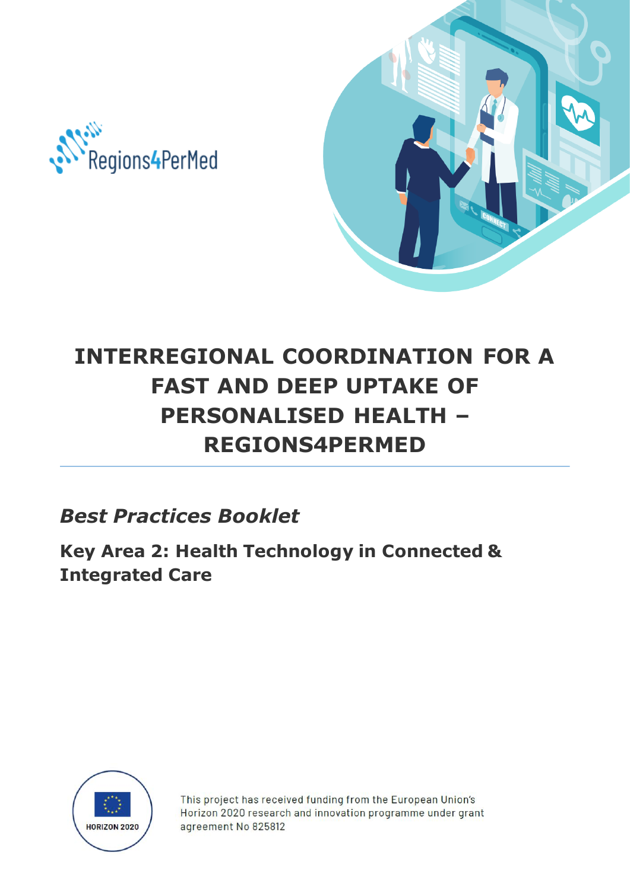Regions4PerMed

# INTERREGIONAL COORDINATION FOR A FAST AND DEEP UPTAKE OF PERSONALISED HEALTH – REGIONS4PERMED

## *Best Practices Booklet*

### Key Area 2: Health Technology in Connected & Integrated Care

HORIZON 2020

This project has received funding from the European Union's Horizon 2020 research and innovation programme under grant agreement No 825812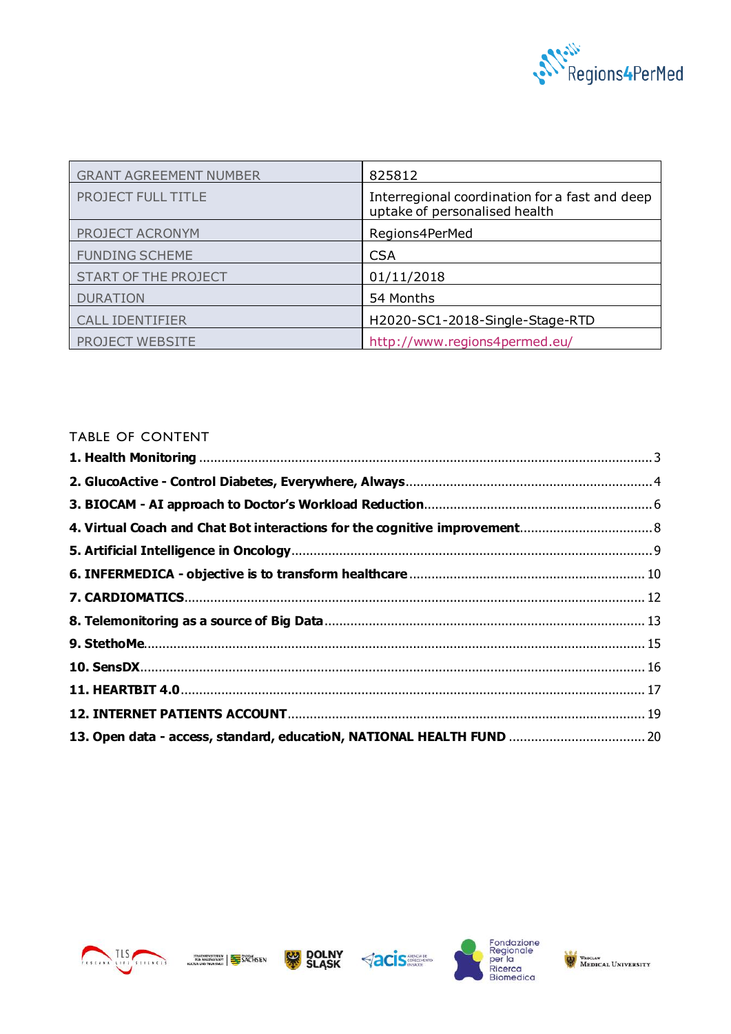| GRANT AGREEMENT NUMBER | 825812 |
| --- | --- |
| PROJECT FULL TITLE | Interregional coordination for a fast and deep uptake of personalised health |
| PROJECT ACRONYM | Regions4PerMed |
| FUNDING SCHEME | CSA |
| START OF THE PROJECT | 01/11/2018 |
| DURATION | 54 Months |
| CALL IDENTIFIER | H2020-SC1-2018-Single-Stage-RTD |
| PROJECT WEBSITE | http://www.regions4permed.eu/ |

TABLE OF CONTENT

**1. Health Monitoring** ... 3
**2. GlucoActive - Control Diabetes, Everywhere, Always** ... 4
**3. BIOCAM - AI approach to Doctor's Workload Reduction** ... 6
**4. Virtual Coach and Chat Bot interactions for the cognitive improvement** ... 8
**5. Artificial Intelligence in Oncology** ... 9
**6. INFERMEDICA - objective is to transform healthcare** ... 10
**7. CARDIOMATICS** ... 12
**8. Telemonitoring as a source of Big Data** ... 13
**9. StethoMe** ... 15
**10. SensDX** ... 16
**11. HEARTBIT 4.0** ... 17
**12. INTERNET PATIENTS ACCOUNT** ... 19
**13. Open data - access, standard, educatioN, NATIONAL HEALTH FUND** ... 20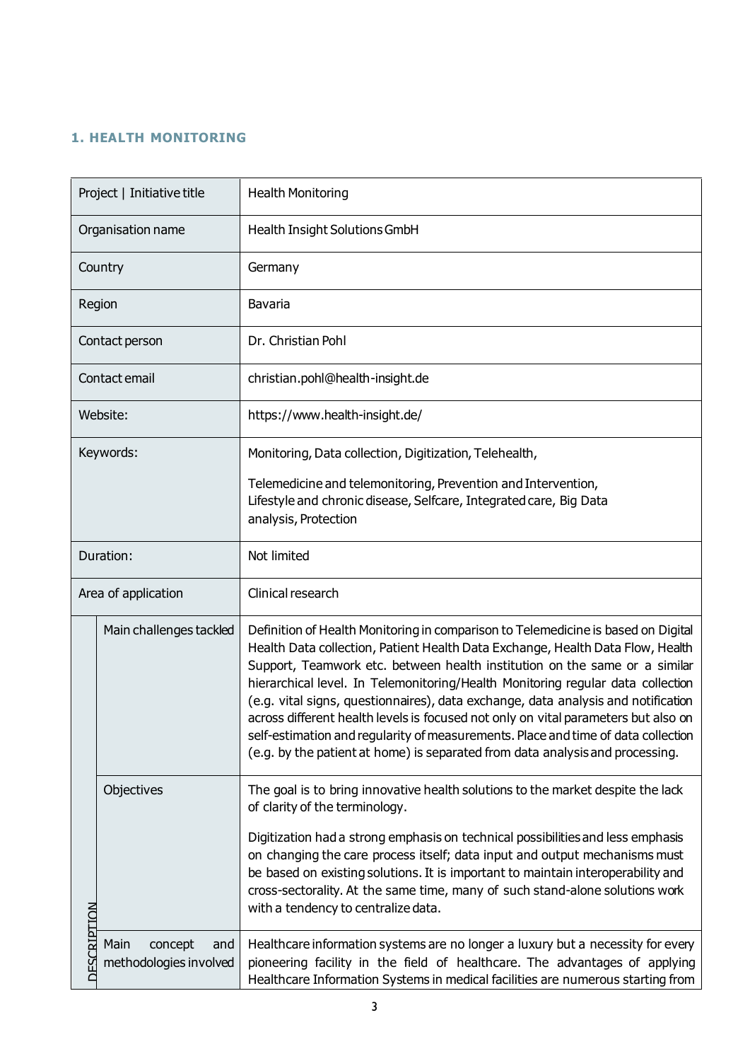## 1. HEALTH MONITORING

| Project \| Initiative title | | Health Monitoring |
|---|---|---|
| Organisation name | | Health Insight Solutions GmbH |
| Country | | Germany |
| Region | | Bavaria |
| Contact person | | Dr. Christian Pohl |
| Contact email | | christian.pohl@health-insight.de |
| Website: | | https://www.health-insight.de/ |
| Keywords: | | Monitoring, Data collection, Digitization, Telehealth,<br><br>Telemedicine and telemonitoring, Prevention and Intervention, Lifestyle and chronic disease, Selfcare, Integrated care, Big Data analysis, Protection |
| Duration: | | Not limited |
| Area of application | | Clinical research |
| DESCRIPTION | Main challenges tackled | Definition of Health Monitoring in comparison to Telemedicine is based on Digital Health Data collection, Patient Health Data Exchange, Health Data Flow, Health Support, Teamwork etc. between health institution on the same or a similar hierarchical level. In Telemonitoring/Health Monitoring regular data collection (e.g. vital signs, questionnaires), data exchange, data analysis and notification across different health levels is focused not only on vital parameters but also on self-estimation and regularity of measurements. Place and time of data collection (e.g. by the patient at home) is separated from data analysis and processing. |
| | Objectives | The goal is to bring innovative health solutions to the market despite the lack of clarity of the terminology.<br><br>Digitization had a strong emphasis on technical possibilities and less emphasis on changing the care process itself; data input and output mechanisms must be based on existing solutions. It is important to maintain interoperability and cross-sectorality. At the same time, many of such stand-alone solutions work with a tendency to centralize data. |
| | Main concept and methodologies involved | Healthcare information systems are no longer a luxury but a necessity for every pioneering facility in the field of healthcare. The advantages of applying Healthcare Information Systems in medical facilities are numerous starting from |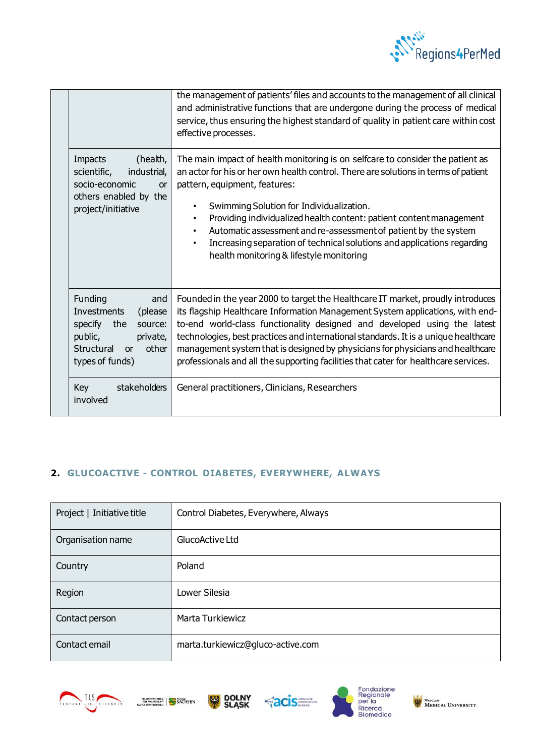| | | |
|---|---|---|
| | | the management of patients' files and accounts to the management of all clinical and administrative functions that are undergone during the process of medical service, thus ensuring the highest standard of quality in patient care within cost effective processes. |
| | Impacts (health, scientific, industrial, socio-economic or others enabled by the project/initiative | The main impact of health monitoring is on selfcare to consider the patient as an actor for his or her own health control. There are solutions in terms of patient pattern, equipment, features:<br>• Swimming Solution for Individualization.<br>• Providing individualized health content: patient content management<br>• Automatic assessment and re-assessment of patient by the system<br>• Increasing separation of technical solutions and applications regarding health monitoring & lifestyle monitoring |
| | Funding and Investments (please specify the source: public, private, Structural or other types of funds) | Founded in the year 2000 to target the Healthcare IT market, proudly introduces its flagship Healthcare Information Management System applications, with end-to-end world-class functionality designed and developed using the latest technologies, best practices and international standards. It is a unique healthcare management system that is designed by physicians for physicians and healthcare professionals and all the supporting facilities that cater for healthcare services. |
| | Key stakeholders involved | General practitioners, Clinicians, Researchers |

## 2. GLUCOACTIVE - CONTROL DIABETES, EVERYWHERE, ALWAYS

| | |
|---|---|
| Project \| Initiative title | Control Diabetes, Everywhere, Always |
| Organisation name | GlucoActive Ltd |
| Country | Poland |
| Region | Lower Silesia |
| Contact person | Marta Turkiewicz |
| Contact email | marta.turkiewicz@gluco-active.com |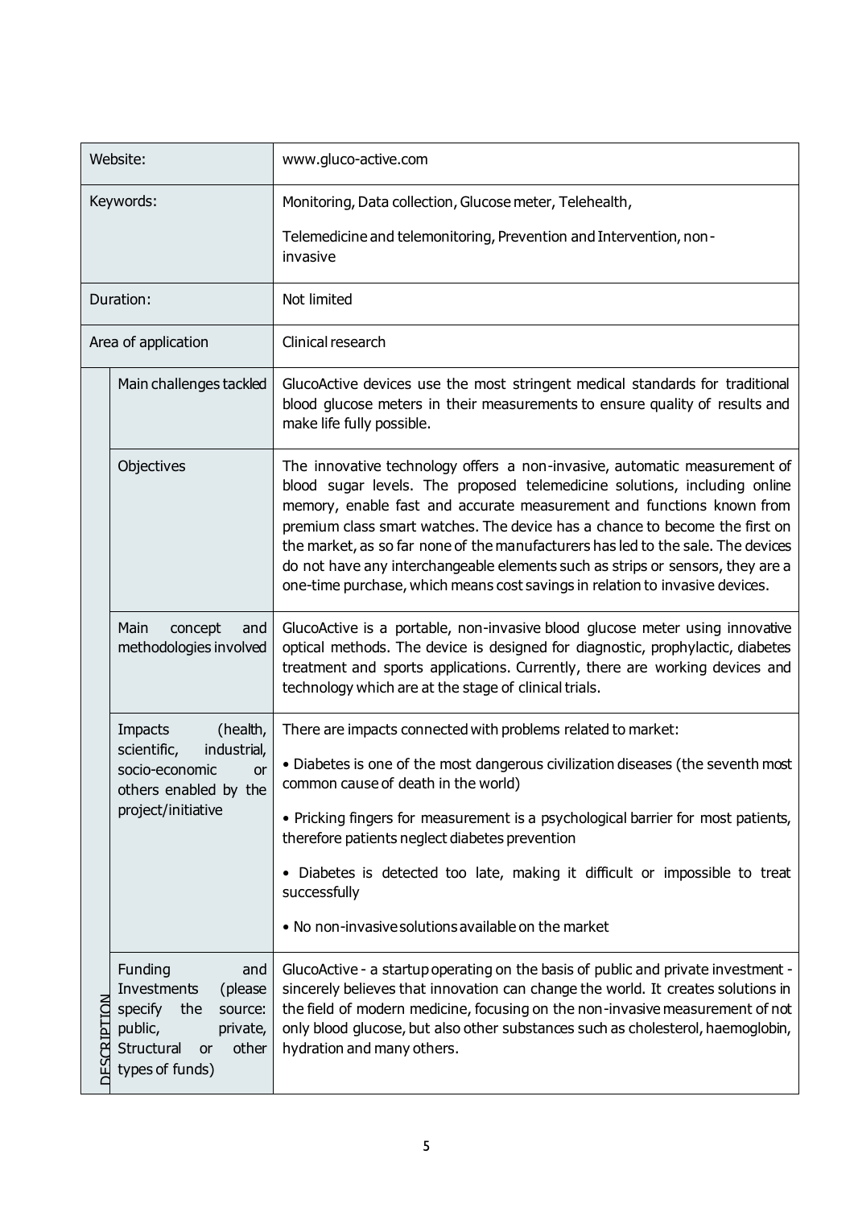| | | |
|---|---|---|
| Website: | | www.gluco-active.com |
| Keywords: | | Monitoring, Data collection, Glucose meter, Telehealth,<br><br>Telemedicine and telemonitoring, Prevention and Intervention, non-invasive |
| Duration: | | Not limited |
| Area of application | | Clinical research |
| DESCRIPTION | Main challenges tackled | GlucoActive devices use the most stringent medical standards for traditional blood glucose meters in their measurements to ensure quality of results and make life fully possible. |
| | Objectives | The innovative technology offers a non-invasive, automatic measurement of blood sugar levels. The proposed telemedicine solutions, including online memory, enable fast and accurate measurement and functions known from premium class smart watches. The device has a chance to become the first on the market, as so far none of the manufacturers has led to the sale. The devices do not have any interchangeable elements such as strips or sensors, they are a one-time purchase, which means cost savings in relation to invasive devices. |
| | Main concept and methodologies involved | GlucoActive is a portable, non-invasive blood glucose meter using innovative optical methods. The device is designed for diagnostic, prophylactic, diabetes treatment and sports applications. Currently, there are working devices and technology which are at the stage of clinical trials. |
| | Impacts (health, scientific, industrial, socio-economic or others enabled by the project/initiative | There are impacts connected with problems related to market:<br><br>• Diabetes is one of the most dangerous civilization diseases (the seventh most common cause of death in the world)<br><br>• Pricking fingers for measurement is a psychological barrier for most patients, therefore patients neglect diabetes prevention<br><br>• Diabetes is detected too late, making it difficult or impossible to treat successfully<br><br>• No non-invasive solutions available on the market |
| | Funding and Investments (please specify the source: public, private, Structural or other types of funds) | GlucoActive - a startup operating on the basis of public and private investment - sincerely believes that innovation can change the world. It creates solutions in the field of modern medicine, focusing on the non-invasive measurement of not only blood glucose, but also other substances such as cholesterol, haemoglobin, hydration and many others. |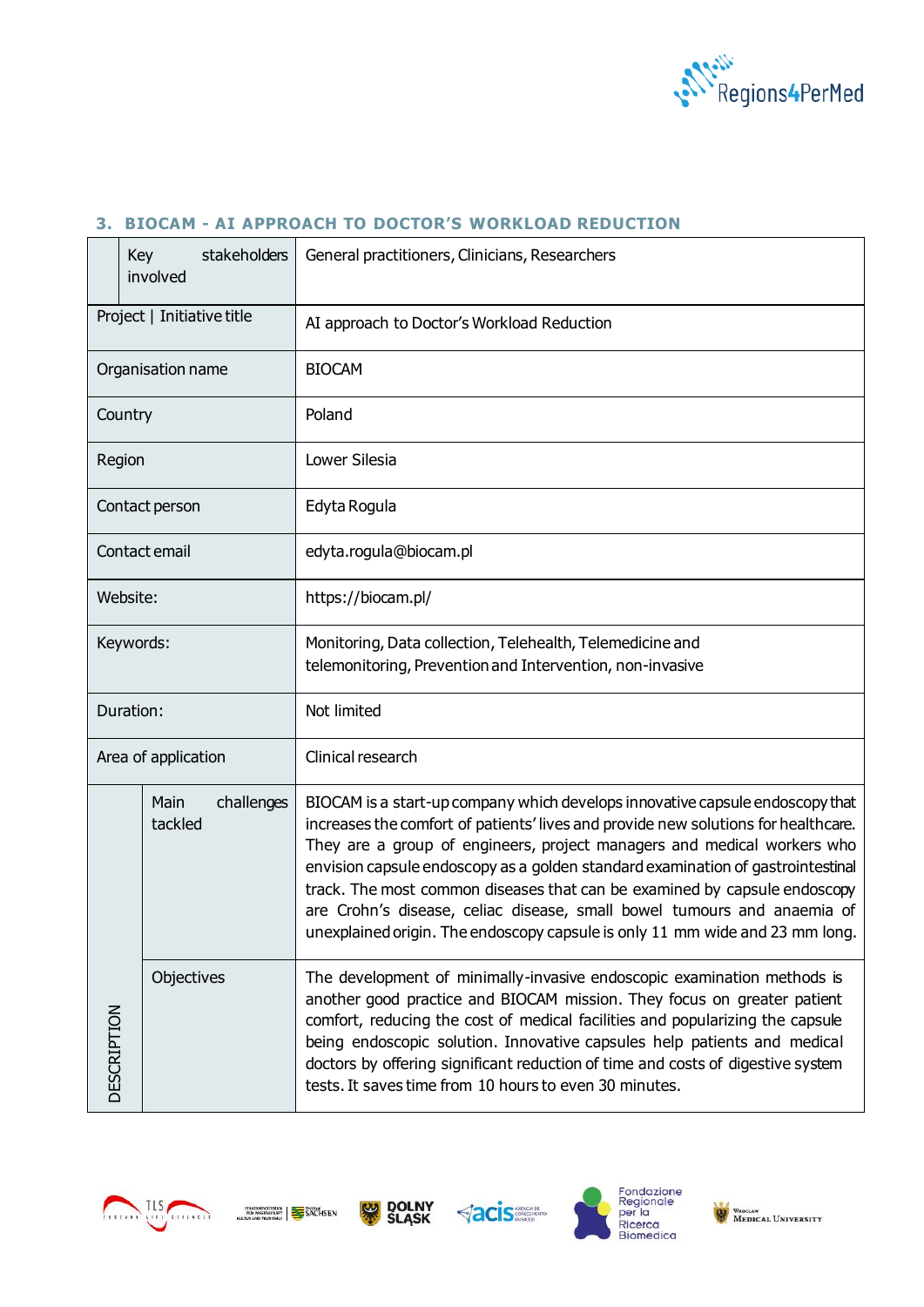### 3. BIOCAM - AI APPROACH TO DOCTOR'S WORKLOAD REDUCTION

| | | |
|---|---|---|
| | Key stakeholders involved | General practitioners, Clinicians, Researchers |
| Project \| Initiative title | | AI approach to Doctor's Workload Reduction |
| Organisation name | | BIOCAM |
| Country | | Poland |
| Region | | Lower Silesia |
| Contact person | | Edyta Rogula |
| Contact email | | edyta.rogula@biocam.pl |
| Website: | | https://biocam.pl/ |
| Keywords: | | Monitoring, Data collection, Telehealth, Telemedicine and telemonitoring, Prevention and Intervention, non-invasive |
| Duration: | | Not limited |
| Area of application | | Clinical research |
| DESCRIPTION | Main challenges tackled | BIOCAM is a start-up company which develops innovative capsule endoscopy that increases the comfort of patients' lives and provide new solutions for healthcare. They are a group of engineers, project managers and medical workers who envision capsule endoscopy as a golden standard examination of gastrointestinal track. The most common diseases that can be examined by capsule endoscopy are Crohn's disease, celiac disease, small bowel tumours and anaemia of unexplained origin. The endoscopy capsule is only 11 mm wide and 23 mm long. |
| | Objectives | The development of minimally-invasive endoscopic examination methods is another good practice and BIOCAM mission. They focus on greater patient comfort, reducing the cost of medical facilities and popularizing the capsule being endoscopic solution. Innovative capsules help patients and medical doctors by offering significant reduction of time and costs of digestive system tests. It saves time from 10 hours to even 30 minutes. |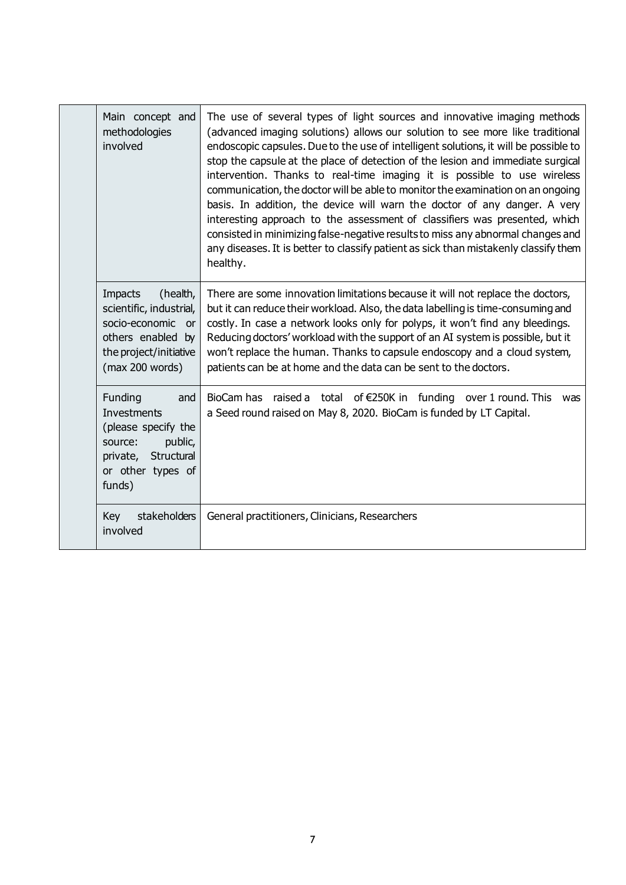| | | |
|---|---|---|
| | Main concept and methodologies involved | The use of several types of light sources and innovative imaging methods (advanced imaging solutions) allows our solution to see more like traditional endoscopic capsules. Due to the use of intelligent solutions, it will be possible to stop the capsule at the place of detection of the lesion and immediate surgical intervention. Thanks to real-time imaging it is possible to use wireless communication, the doctor will be able to monitor the examination on an ongoing basis. In addition, the device will warn the doctor of any danger. A very interesting approach to the assessment of classifiers was presented, which consisted in minimizing false-negative results to miss any abnormal changes and any diseases. It is better to classify patient as sick than mistakenly classify them healthy. |
| | Impacts (health, scientific, industrial, socio-economic or others enabled by the project/initiative (max 200 words) | There are some innovation limitations because it will not replace the doctors, but it can reduce their workload. Also, the data labelling is time-consuming and costly. In case a network looks only for polyps, it won't find any bleedings. Reducing doctors' workload with the support of an AI system is possible, but it won't replace the human. Thanks to capsule endoscopy and a cloud system, patients can be at home and the data can be sent to the doctors. |
| | Funding and Investments (please specify the source: public, private, Structural or other types of funds) | BioCam has raised a total of €250K in funding over 1 round. This was a Seed round raised on May 8, 2020. BioCam is funded by LT Capital. |
| | Key stakeholders involved | General practitioners, Clinicians, Researchers |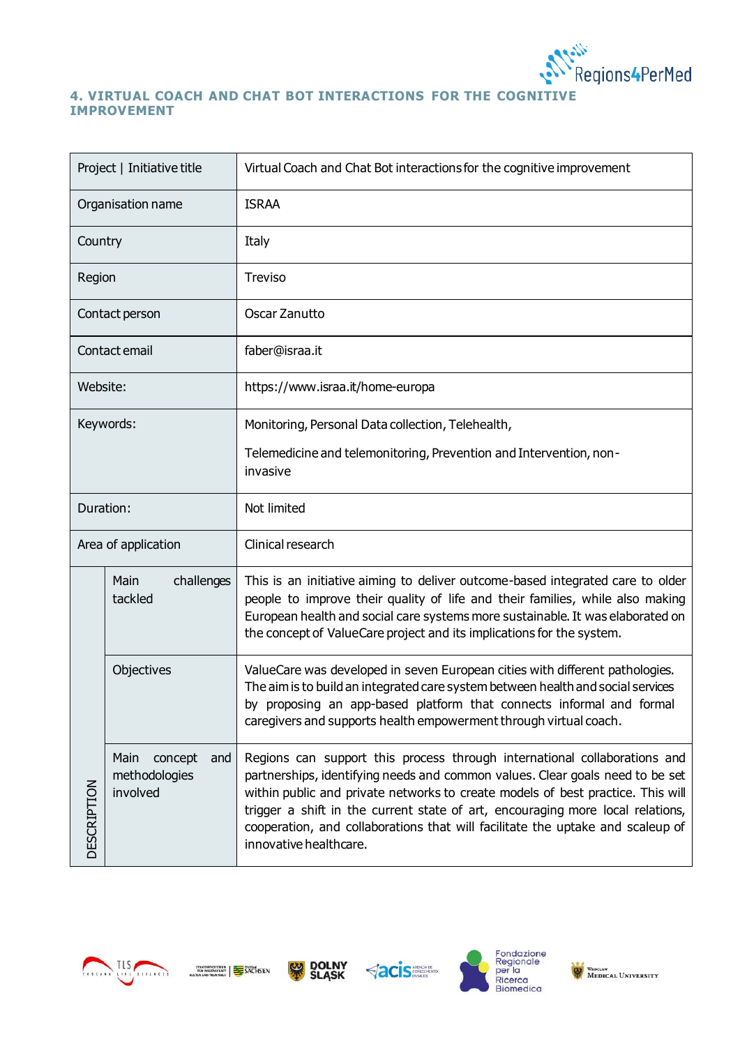## 4. VIRTUAL COACH AND CHAT BOT INTERACTIONS FOR THE COGNITIVE IMPROVEMENT

| | | |
|---|---|---|
| Project \| Initiative title | | Virtual Coach and Chat Bot interactions for the cognitive improvement |
| Organisation name | | ISRAA |
| Country | | Italy |
| Region | | Treviso |
| Contact person | | Oscar Zanutto |
| Contact email | | faber@israa.it |
| Website: | | https://www.israa.it/home-europa |
| Keywords: | | Monitoring, Personal Data collection, Telehealth,<br><br>Telemedicine and telemonitoring, Prevention and Intervention, non-invasive |
| Duration: | | Not limited |
| Area of application | | Clinical research |
| DESCRIPTION | Main challenges tackled | This is an initiative aiming to deliver outcome-based integrated care to older people to improve their quality of life and their families, while also making European health and social care systems more sustainable. It was elaborated on the concept of ValueCare project and its implications for the system. |
| | Objectives | ValueCare was developed in seven European cities with different pathologies. The aim is to build an integrated care system between health and social services by proposing an app-based platform that connects informal and formal caregivers and supports health empowerment through virtual coach. |
| | Main concept and methodologies involved | Regions can support this process through international collaborations and partnerships, identifying needs and common values. Clear goals need to be set within public and private networks to create models of best practice. This will trigger a shift in the current state of art, encouraging more local relations, cooperation, and collaborations that will facilitate the uptake and scaleup of innovative healthcare. |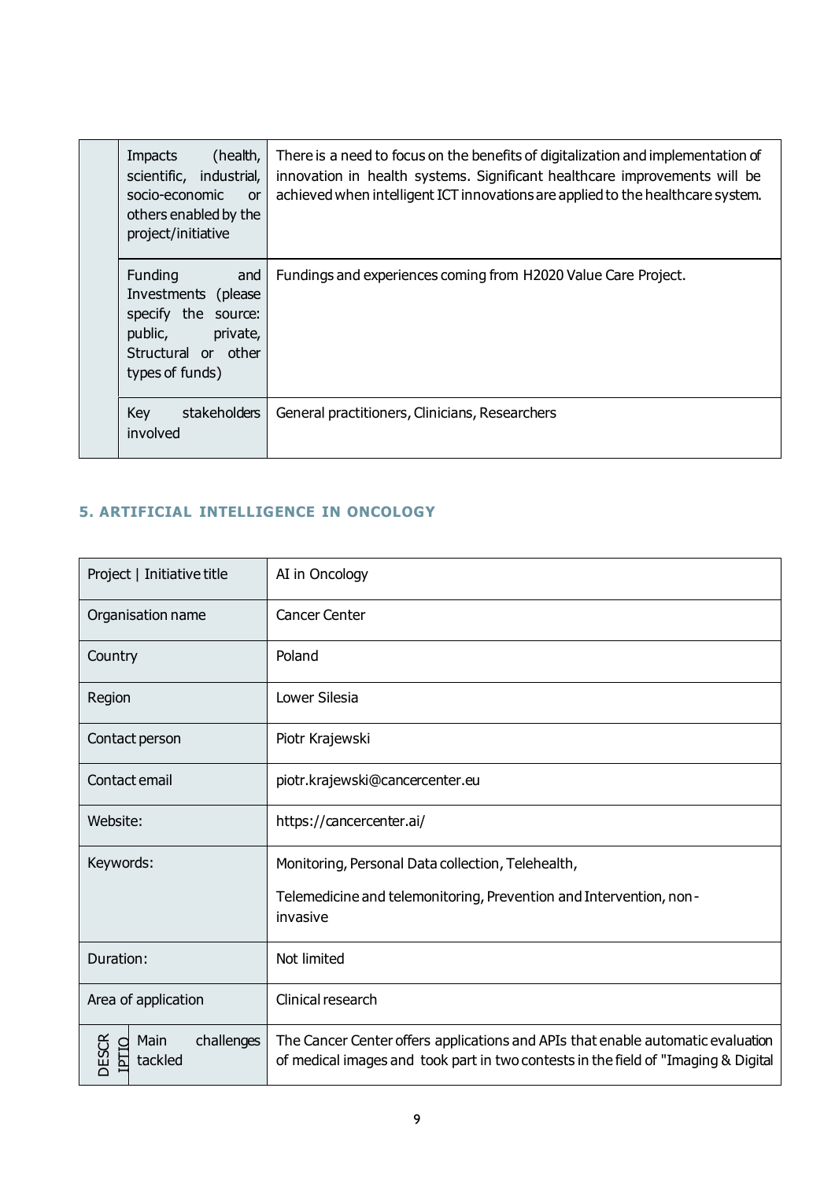| | | |
|---|---|---|
| | Impacts (health, scientific, industrial, socio-economic or others enabled by the project/initiative | There is a need to focus on the benefits of digitalization and implementation of innovation in health systems. Significant healthcare improvements will be achieved when intelligent ICT innovations are applied to the healthcare system. |
| | Funding and Investments (please specify the source: public, private, Structural or other types of funds) | Fundings and experiences coming from H2020 Value Care Project. |
| | Key stakeholders involved | General practitioners, Clinicians, Researchers |

## 5. ARTIFICIAL INTELLIGENCE IN ONCOLOGY

| | |
|---|---|
| Project \| Initiative title | AI in Oncology |
| Organisation name | Cancer Center |
| Country | Poland |
| Region | Lower Silesia |
| Contact person | Piotr Krajewski |
| Contact email | piotr.krajewski@cancercenter.eu |
| Website: | https://cancercenter.ai/ |
| Keywords: | Monitoring, Personal Data collection, Telehealth,<br><br>Telemedicine and telemonitoring, Prevention and Intervention, non-invasive |
| Duration: | Not limited |
| Area of application | Clinical research |
| DESCRIPTIO — Main challenges tackled | The Cancer Center offers applications and APIs that enable automatic evaluation of medical images and took part in two contests in the field of "Imaging & Digital |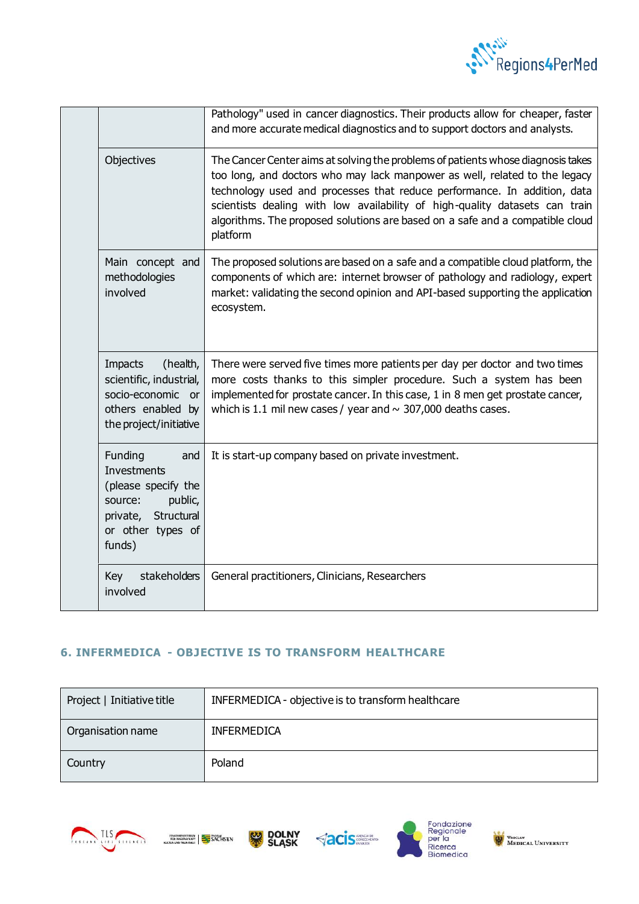| | | |
|---|---|---|
| | | Pathology" used in cancer diagnostics. Their products allow for cheaper, faster and more accurate medical diagnostics and to support doctors and analysts. |
| | Objectives | The Cancer Center aims at solving the problems of patients whose diagnosis takes too long, and doctors who may lack manpower as well, related to the legacy technology used and processes that reduce performance. In addition, data scientists dealing with low availability of high-quality datasets can train algorithms. The proposed solutions are based on a safe and a compatible cloud platform |
| | Main concept and methodologies involved | The proposed solutions are based on a safe and a compatible cloud platform, the components of which are: internet browser of pathology and radiology, expert market: validating the second opinion and API-based supporting the application ecosystem. |
| | Impacts (health, scientific, industrial, socio-economic or others enabled by the project/initiative | There were served five times more patients per day per doctor and two times more costs thanks to this simpler procedure. Such a system has been implemented for prostate cancer. In this case, 1 in 8 men get prostate cancer, which is 1.1 mil new cases / year and ~ 307,000 deaths cases. |
| | Funding and Investments (please specify the source: public, private, Structural or other types of funds) | It is start-up company based on private investment. |
| | Key stakeholders involved | General practitioners, Clinicians, Researchers |

## 6. INFERMEDICA - OBJECTIVE IS TO TRANSFORM HEALTHCARE

| | |
|---|---|
| Project \| Initiative title | INFERMEDICA - objective is to transform healthcare |
| Organisation name | INFERMEDICA |
| Country | Poland |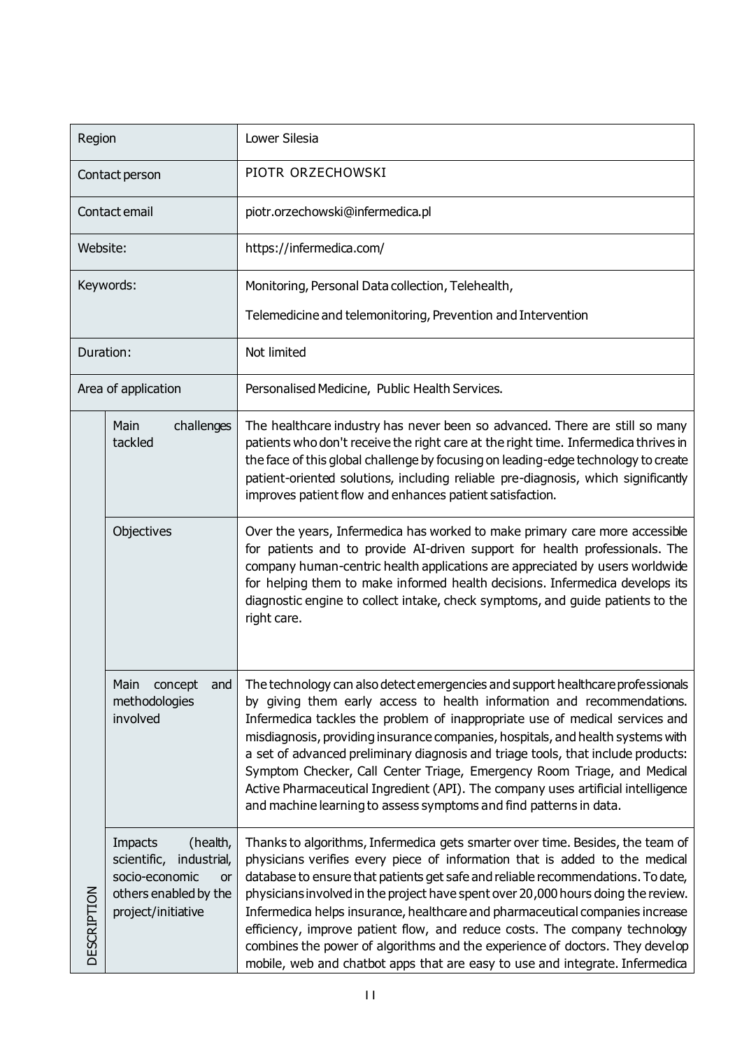| Region | | Lower Silesia |
|---|---|---|
| Contact person | | PIOTR ORZECHOWSKI |
| Contact email | | piotr.orzechowski@infermedica.pl |
| Website: | | https://infermedica.com/ |
| Keywords: | | Monitoring, Personal Data collection, Telehealth,<br><br>Telemedicine and telemonitoring, Prevention and Intervention |
| Duration: | | Not limited |
| Area of application | | Personalised Medicine, Public Health Services. |
| DESCRIPTION | Main challenges tackled | The healthcare industry has never been so advanced. There are still so many patients who don't receive the right care at the right time. Infermedica thrives in the face of this global challenge by focusing on leading-edge technology to create patient-oriented solutions, including reliable pre-diagnosis, which significantly improves patient flow and enhances patient satisfaction. |
| | Objectives | Over the years, Infermedica has worked to make primary care more accessible for patients and to provide AI-driven support for health professionals. The company human-centric health applications are appreciated by users worldwide for helping them to make informed health decisions. Infermedica develops its diagnostic engine to collect intake, check symptoms, and guide patients to the right care. |
| | Main concept and methodologies involved | The technology can also detect emergencies and support healthcare professionals by giving them early access to health information and recommendations. Infermedica tackles the problem of inappropriate use of medical services and misdiagnosis, providing insurance companies, hospitals, and health systems with a set of advanced preliminary diagnosis and triage tools, that include products: Symptom Checker, Call Center Triage, Emergency Room Triage, and Medical Active Pharmaceutical Ingredient (API). The company uses artificial intelligence and machine learning to assess symptoms and find patterns in data. |
| | Impacts (health, scientific, industrial, socio-economic or others enabled by the project/initiative | Thanks to algorithms, Infermedica gets smarter over time. Besides, the team of physicians verifies every piece of information that is added to the medical database to ensure that patients get safe and reliable recommendations. To date, physicians involved in the project have spent over 20,000 hours doing the review. Infermedica helps insurance, healthcare and pharmaceutical companies increase efficiency, improve patient flow, and reduce costs. The company technology combines the power of algorithms and the experience of doctors. They develop mobile, web and chatbot apps that are easy to use and integrate. Infermedica |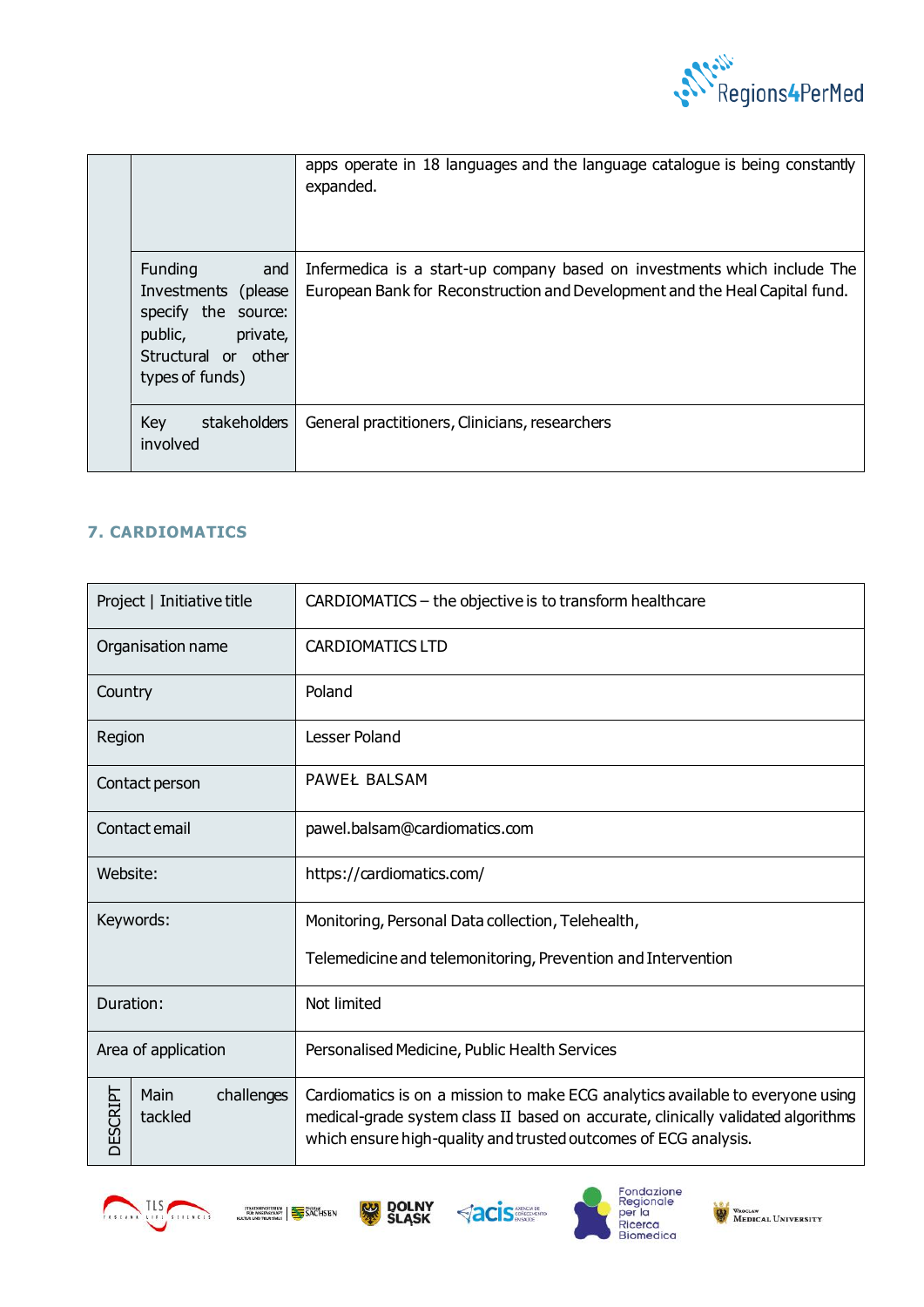| | | |
|---|---|---|
| | | apps operate in 18 languages and the language catalogue is being constantly expanded. |
| | Funding and Investments (please specify the source: public, private, Structural or other types of funds) | Infermedica is a start-up company based on investments which include The European Bank for Reconstruction and Development and the Heal Capital fund. |
| | Key stakeholders involved | General practitioners, Clinicians, researchers |

## 7. CARDIOMATICS

| | | |
|---|---|---|
| Project \| Initiative title | | CARDIOMATICS – the objective is to transform healthcare |
| Organisation name | | CARDIOMATICS LTD |
| Country | | Poland |
| Region | | Lesser Poland |
| Contact person | | PAWEŁ BALSAM |
| Contact email | | pawel.balsam@cardiomatics.com |
| Website: | | https://cardiomatics.com/ |
| Keywords: | | Monitoring, Personal Data collection, Telehealth,<br><br>Telemedicine and telemonitoring, Prevention and Intervention |
| Duration: | | Not limited |
| Area of application | | Personalised Medicine, Public Health Services |
| DESCRIPT | Main challenges tackled | Cardiomatics is on a mission to make ECG analytics available to everyone using medical-grade system class II based on accurate, clinically validated algorithms which ensure high-quality and trusted outcomes of ECG analysis. |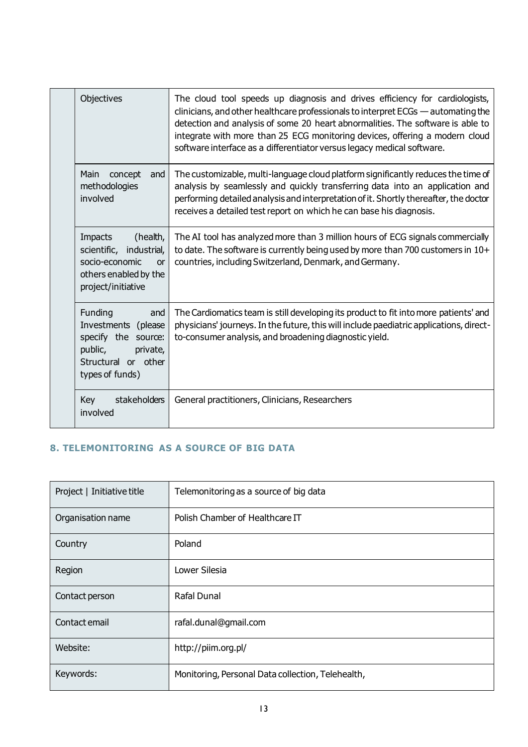| | | |
|---|---|---|
| | Objectives | The cloud tool speeds up diagnosis and drives efficiency for cardiologists, clinicians, and other healthcare professionals to interpret ECGs — automating the detection and analysis of some 20 heart abnormalities. The software is able to integrate with more than 25 ECG monitoring devices, offering a modern cloud software interface as a differentiator versus legacy medical software. |
| | Main concept and methodologies involved | The customizable, multi-language cloud platform significantly reduces the time of analysis by seamlessly and quickly transferring data into an application and performing detailed analysis and interpretation of it. Shortly thereafter, the doctor receives a detailed test report on which he can base his diagnosis. |
| | Impacts (health, scientific, industrial, socio-economic or others enabled by the project/initiative | The AI tool has analyzed more than 3 million hours of ECG signals commercially to date. The software is currently being used by more than 700 customers in 10+ countries, including Switzerland, Denmark, and Germany. |
| | Funding and Investments (please specify the source: public, private, Structural or other types of funds) | The Cardiomatics team is still developing its product to fit into more patients' and physicians' journeys. In the future, this will include paediatric applications, direct-to-consumer analysis, and broadening diagnostic yield. |
| | Key stakeholders involved | General practitioners, Clinicians, Researchers |

## 8. TELEMONITORING AS A SOURCE OF BIG DATA

| | |
|---|---|
| Project \| Initiative title | Telemonitoring as a source of big data |
| Organisation name | Polish Chamber of Healthcare IT |
| Country | Poland |
| Region | Lower Silesia |
| Contact person | Rafal Dunal |
| Contact email | rafal.dunal@gmail.com |
| Website: | http://piim.org.pl/ |
| Keywords: | Monitoring, Personal Data collection, Telehealth, |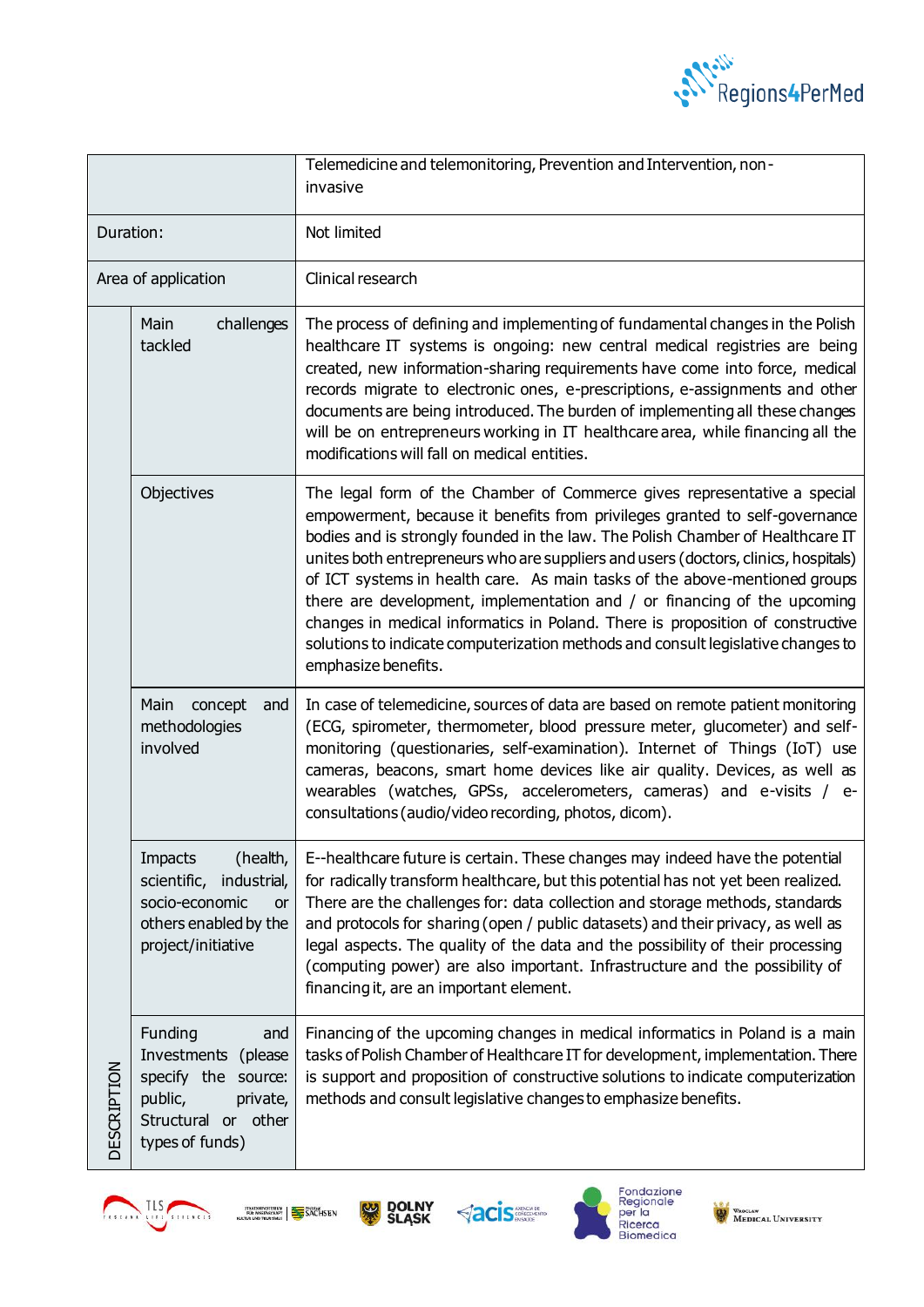| | | |
|---|---|---|
| | | Telemedicine and telemonitoring, Prevention and Intervention, non-invasive |
| Duration: | | Not limited |
| Area of application | | Clinical research |
| DESCRIPTION | Main challenges tackled | The process of defining and implementing of fundamental changes in the Polish healthcare IT systems is ongoing: new central medical registries are being created, new information-sharing requirements have come into force, medical records migrate to electronic ones, e-prescriptions, e-assignments and other documents are being introduced. The burden of implementing all these changes will be on entrepreneurs working in IT healthcare area, while financing all the modifications will fall on medical entities. |
| | Objectives | The legal form of the Chamber of Commerce gives representative a special empowerment, because it benefits from privileges granted to self-governance bodies and is strongly founded in the law. The Polish Chamber of Healthcare IT unites both entrepreneurs who are suppliers and users (doctors, clinics, hospitals) of ICT systems in health care. As main tasks of the above-mentioned groups there are development, implementation and / or financing of the upcoming changes in medical informatics in Poland. There is proposition of constructive solutions to indicate computerization methods and consult legislative changes to emphasize benefits. |
| | Main concept and methodologies involved | In case of telemedicine, sources of data are based on remote patient monitoring (ECG, spirometer, thermometer, blood pressure meter, glucometer) and self-monitoring (questionaries, self-examination). Internet of Things (IoT) use cameras, beacons, smart home devices like air quality. Devices, as well as wearables (watches, GPSs, accelerometers, cameras) and e-visits / e-consultations (audio/video recording, photos, dicom). |
| | Impacts (health, scientific, industrial, socio-economic or others enabled by the project/initiative | E--healthcare future is certain. These changes may indeed have the potential for radically transform healthcare, but this potential has not yet been realized. There are the challenges for: data collection and storage methods, standards and protocols for sharing (open / public datasets) and their privacy, as well as legal aspects. The quality of the data and the possibility of their processing (computing power) are also important. Infrastructure and the possibility of financing it, are an important element. |
| | Funding and Investments (please specify the source: public, private, Structural or other types of funds) | Financing of the upcoming changes in medical informatics in Poland is a main tasks of Polish Chamber of Healthcare IT for development, implementation. There is support and proposition of constructive solutions to indicate computerization methods and consult legislative changes to emphasize benefits. |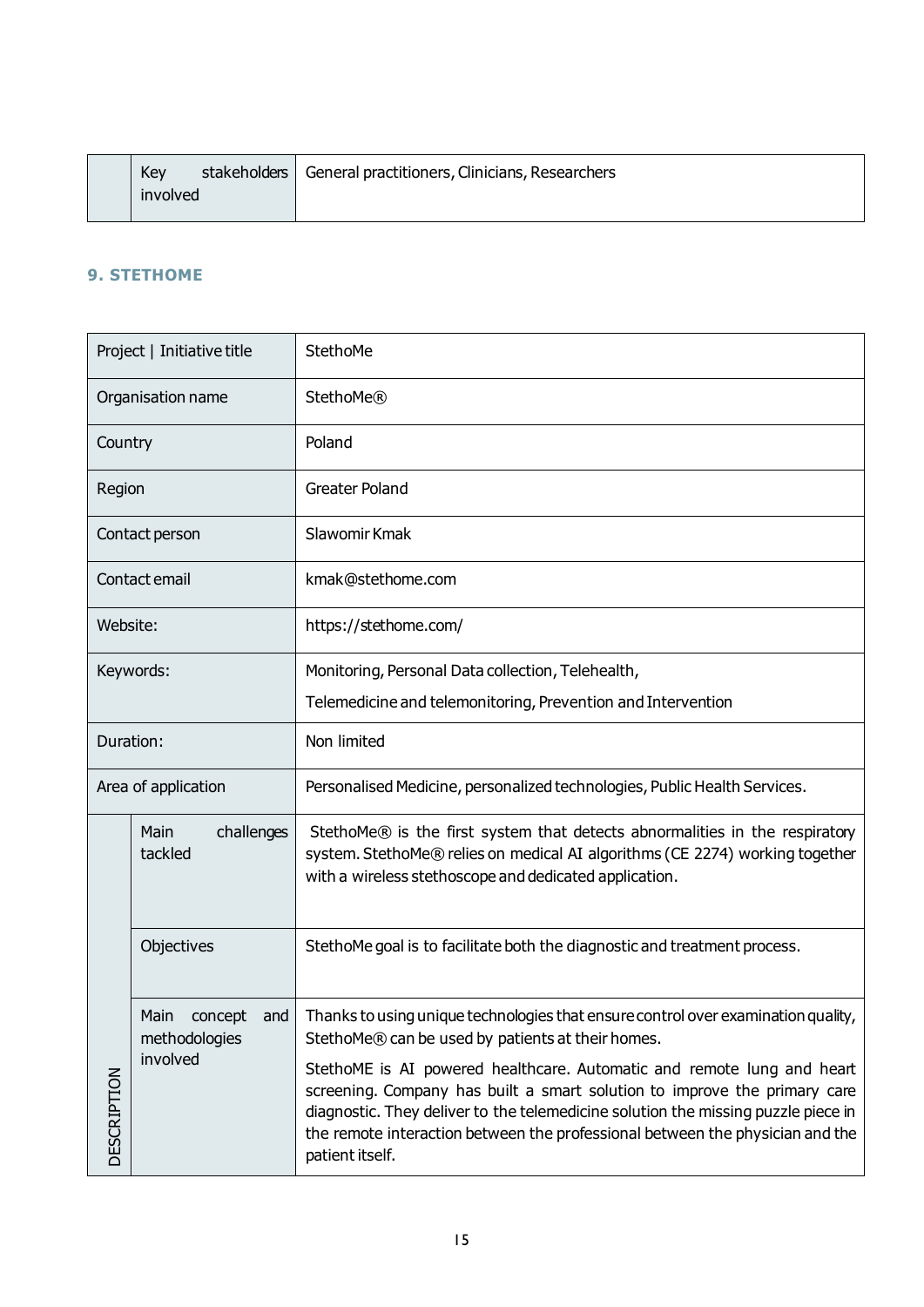| | Key stakeholders involved | General practitioners, Clinicians, Researchers |
|---|---|---|

### 9. STETHOME

| Project \| Initiative title | | StethoMe |
|---|---|---|
| Organisation name | | StethoMe® |
| Country | | Poland |
| Region | | Greater Poland |
| Contact person | | Slawomir Kmak |
| Contact email | | kmak@stethome.com |
| Website: | | https://stethome.com/ |
| Keywords: | | Monitoring, Personal Data collection, Telehealth,<br>Telemedicine and telemonitoring, Prevention and Intervention |
| Duration: | | Non limited |
| Area of application | | Personalised Medicine, personalized technologies, Public Health Services. |
| DESCRIPTION | Main challenges tackled | StethoMe® is the first system that detects abnormalities in the respiratory system. StethoMe® relies on medical AI algorithms (CE 2274) working together with a wireless stethoscope and dedicated application. |
| | Objectives | StethoMe goal is to facilitate both the diagnostic and treatment process. |
| | Main concept and methodologies involved | Thanks to using unique technologies that ensure control over examination quality, StethoMe® can be used by patients at their homes.<br>StethoME is AI powered healthcare. Automatic and remote lung and heart screening. Company has built a smart solution to improve the primary care diagnostic. They deliver to the telemedicine solution the missing puzzle piece in the remote interaction between the professional between the physician and the patient itself. |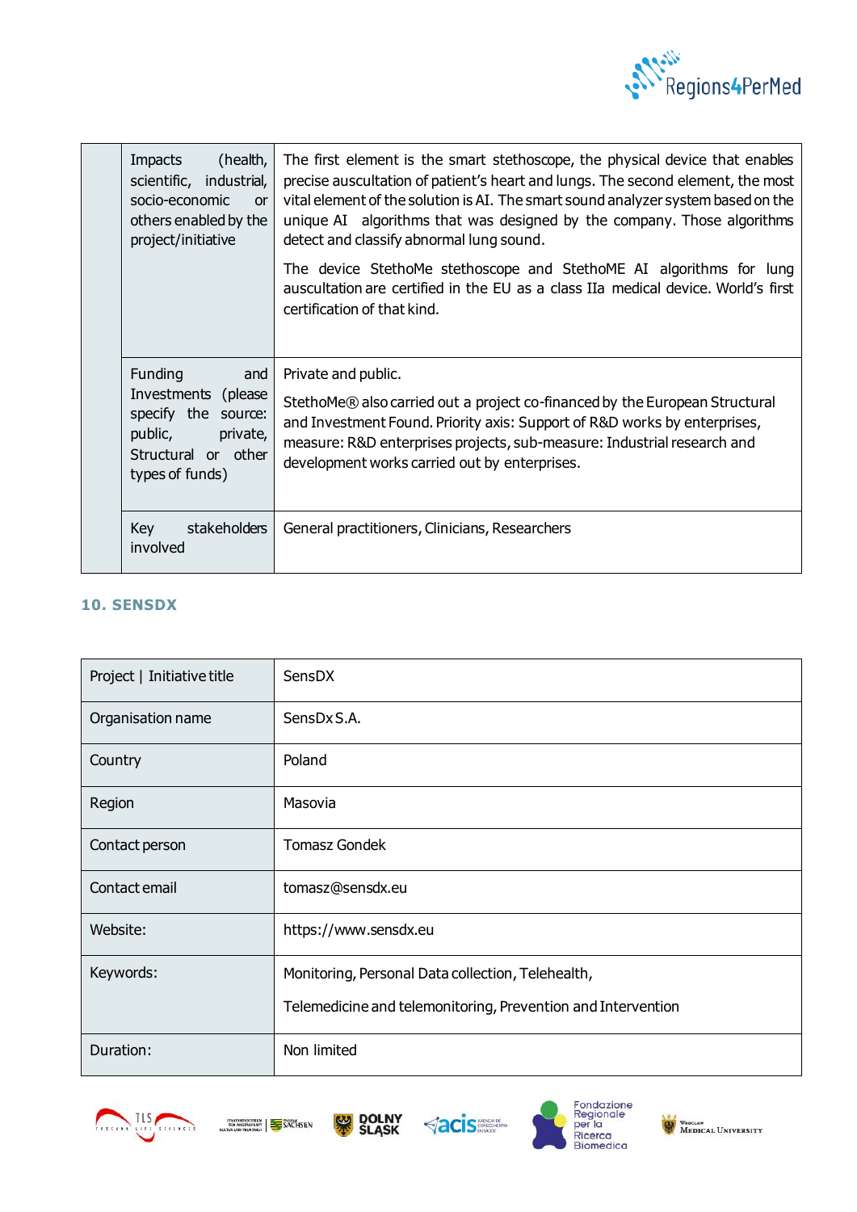| | | |
|---|---|---|
| | Impacts (health, scientific, industrial, socio-economic or others enabled by the project/initiative | The first element is the smart stethoscope, the physical device that enables precise auscultation of patient's heart and lungs. The second element, the most vital element of the solution is AI. The smart sound analyzer system based on the unique AI algorithms that was designed by the company. Those algorithms detect and classify abnormal lung sound.<br><br>The device StethoMe stethoscope and StethoME AI algorithms for lung auscultation are certified in the EU as a class IIa medical device. World's first certification of that kind. |
| | Funding and Investments (please specify the source: public, private, Structural or other types of funds) | Private and public.<br><br>StethoMe® also carried out a project co-financed by the European Structural and Investment Found. Priority axis: Support of R&D works by enterprises, measure: R&D enterprises projects, sub-measure: Industrial research and development works carried out by enterprises. |
| | Key stakeholders involved | General practitioners, Clinicians, Researchers |

## 10. SENSDX

| | |
|---|---|
| Project \| Initiative title | SensDX |
| Organisation name | SensDx S.A. |
| Country | Poland |
| Region | Masovia |
| Contact person | Tomasz Gondek |
| Contact email | tomasz@sensdx.eu |
| Website: | https://www.sensdx.eu |
| Keywords: | Monitoring, Personal Data collection, Telehealth,<br><br>Telemedicine and telemonitoring, Prevention and Intervention |
| Duration: | Non limited |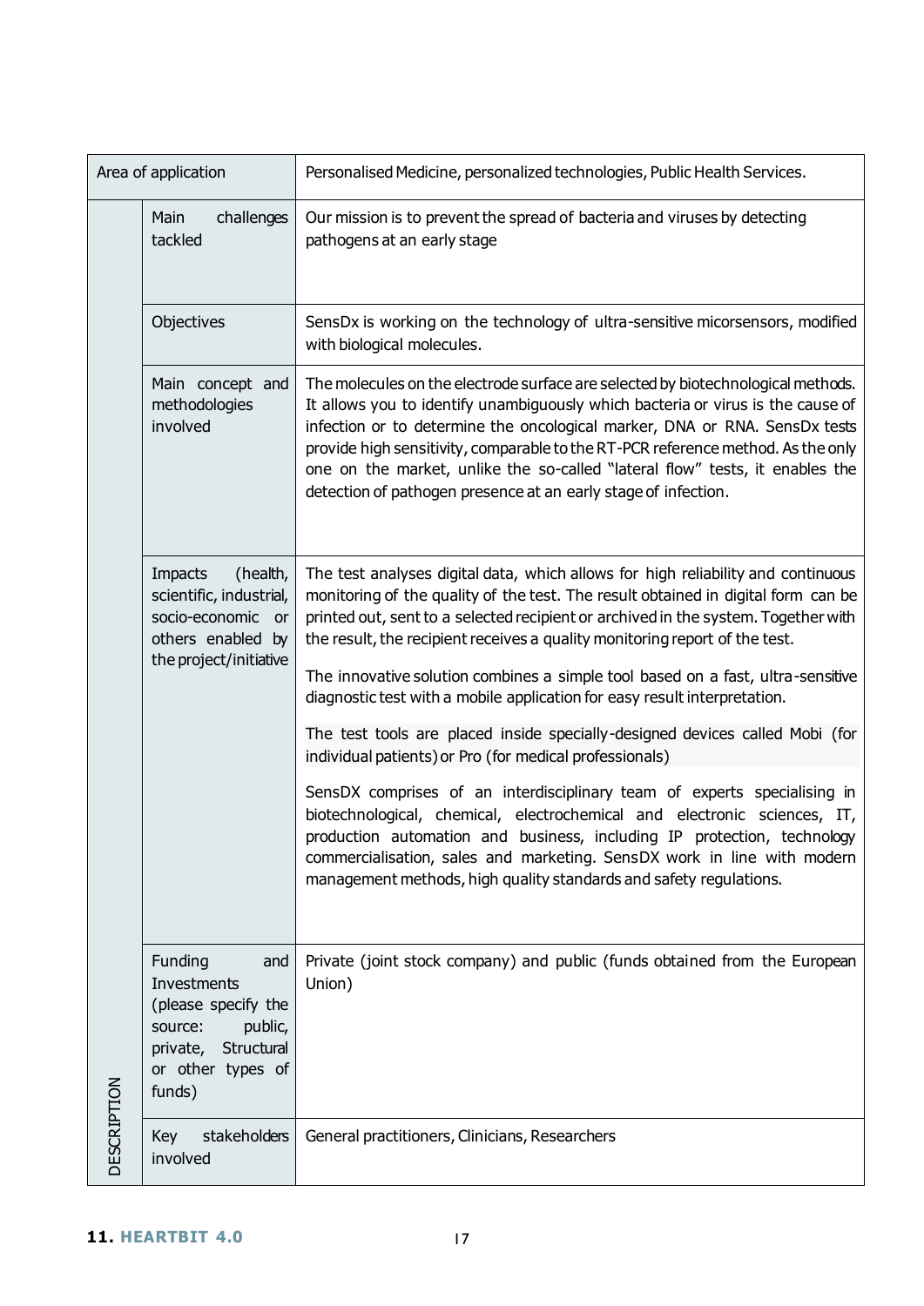| Area of application | | Personalised Medicine, personalized technologies, Public Health Services. |
|---|---|---|
| DESCRIPTION | Main challenges tackled | Our mission is to prevent the spread of bacteria and viruses by detecting pathogens at an early stage |
| | Objectives | SensDx is working on the technology of ultra-sensitive micorsensors, modified with biological molecules. |
| | Main concept and methodologies involved | The molecules on the electrode surface are selected by biotechnological methods. It allows you to identify unambiguously which bacteria or virus is the cause of infection or to determine the oncological marker, DNA or RNA. SensDx tests provide high sensitivity, comparable to the RT-PCR reference method. As the only one on the market, unlike the so-called "lateral flow" tests, it enables the detection of pathogen presence at an early stage of infection. |
| | Impacts (health, scientific, industrial, socio-economic or others enabled by the project/initiative | The test analyses digital data, which allows for high reliability and continuous monitoring of the quality of the test. The result obtained in digital form can be printed out, sent to a selected recipient or archived in the system. Together with the result, the recipient receives a quality monitoring report of the test.<br><br>The innovative solution combines a simple tool based on a fast, ultra-sensitive diagnostic test with a mobile application for easy result interpretation.<br><br>The test tools are placed inside specially-designed devices called Mobi (for individual patients) or Pro (for medical professionals)<br><br>SensDX comprises of an interdisciplinary team of experts specialising in biotechnological, chemical, electrochemical and electronic sciences, IT, production automation and business, including IP protection, technology commercialisation, sales and marketing. SensDX work in line with modern management methods, high quality standards and safety regulations. |
| | Funding and Investments (please specify the source: public, private, Structural or other types of funds) | Private (joint stock company) and public (funds obtained from the European Union) |
| | Key stakeholders involved | General practitioners, Clinicians, Researchers |

## 11. HEARTBIT 4.0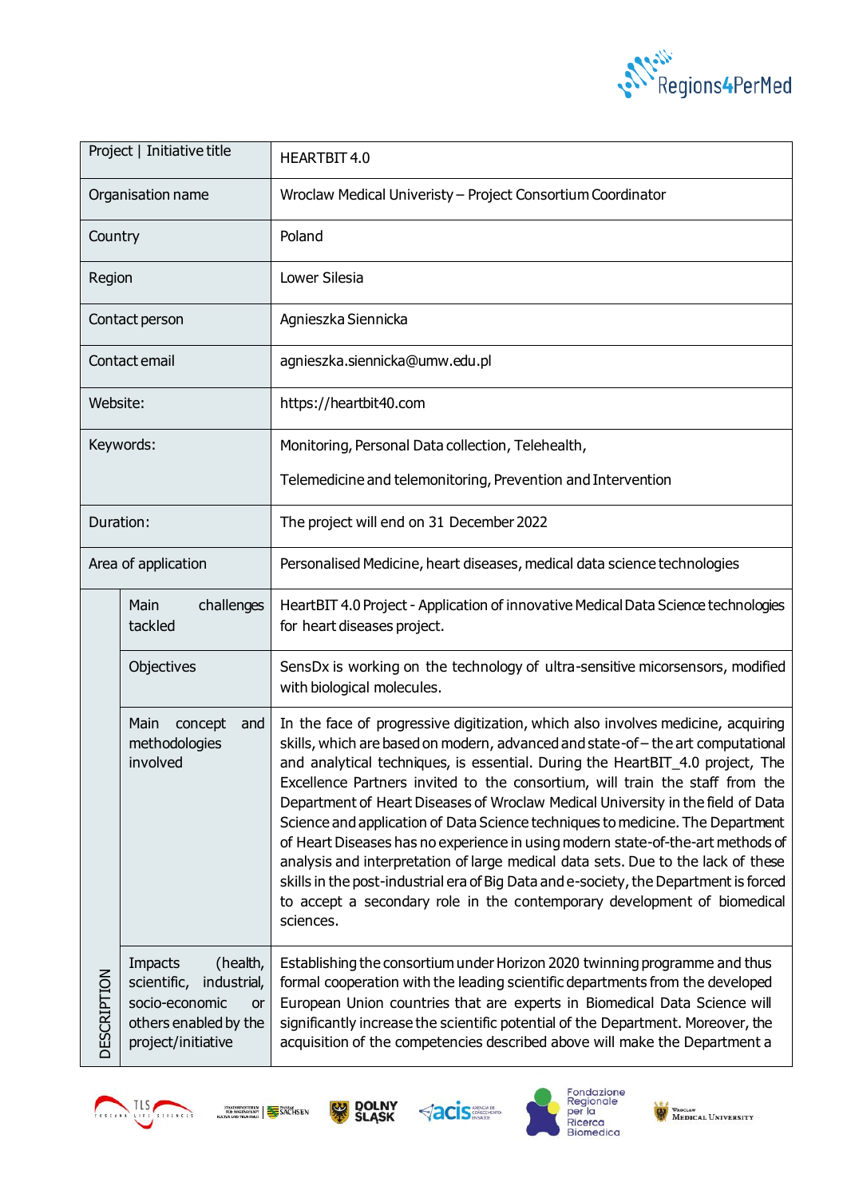| Project \| Initiative title | | HEARTBIT 4.0 |
|---|---|---|
| Organisation name | | Wroclaw Medical Univeristy – Project Consortium Coordinator |
| Country | | Poland |
| Region | | Lower Silesia |
| Contact person | | Agnieszka Siennicka |
| Contact email | | agnieszka.siennicka@umw.edu.pl |
| Website: | | https://heartbit40.com |
| Keywords: | | Monitoring, Personal Data collection, Telehealth,<br><br>Telemedicine and telemonitoring, Prevention and Intervention |
| Duration: | | The project will end on 31 December 2022 |
| Area of application | | Personalised Medicine, heart diseases, medical data science technologies |
| DESCRIPTION | Main challenges tackled | HeartBIT 4.0 Project - Application of innovative Medical Data Science technologies for heart diseases project. |
| | Objectives | SensDx is working on the technology of ultra-sensitive micorsensors, modified with biological molecules. |
| | Main concept and methodologies involved | In the face of progressive digitization, which also involves medicine, acquiring skills, which are based on modern, advanced and state-of – the art computational and analytical techniques, is essential. During the HeartBIT_4.0 project, The Excellence Partners invited to the consortium, will train the staff from the Department of Heart Diseases of Wroclaw Medical University in the field of Data Science and application of Data Science techniques to medicine. The Department of Heart Diseases has no experience in using modern state-of-the-art methods of analysis and interpretation of large medical data sets. Due to the lack of these skills in the post-industrial era of Big Data and e-society, the Department is forced to accept a secondary role in the contemporary development of biomedical sciences. |
| | Impacts (health, scientific, industrial, socio-economic or others enabled by the project/initiative | Establishing the consortium under Horizon 2020 twinning programme and thus formal cooperation with the leading scientific departments from the developed European Union countries that are experts in Biomedical Data Science will significantly increase the scientific potential of the Department. Moreover, the acquisition of the competencies described above will make the Department a |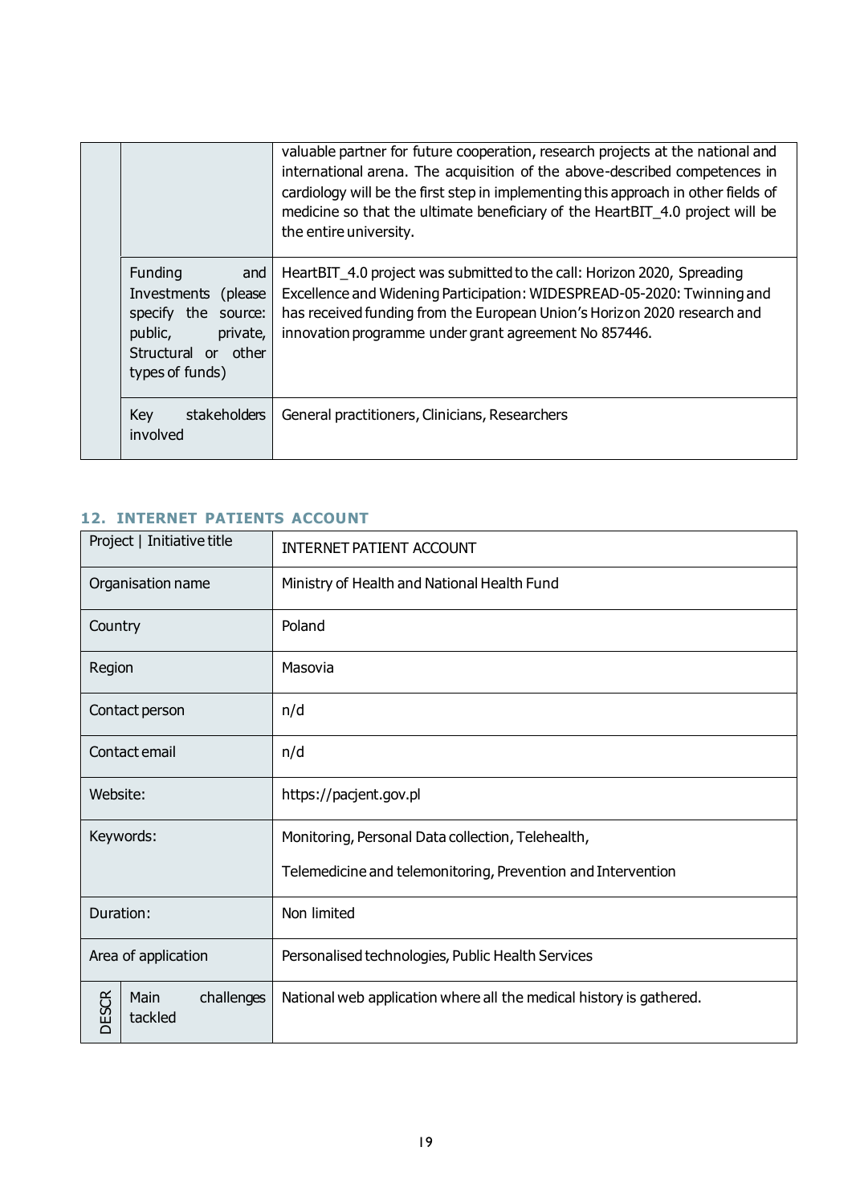| | | |
|---|---|---|
| | | valuable partner for future cooperation, research projects at the national and international arena. The acquisition of the above-described competences in cardiology will be the first step in implementing this approach in other fields of medicine so that the ultimate beneficiary of the HeartBIT_4.0 project will be the entire university. |
| | Funding and Investments (please specify the source: public, private, Structural or other types of funds) | HeartBIT_4.0 project was submitted to the call: Horizon 2020, Spreading Excellence and Widening Participation: WIDESPREAD-05-2020: Twinning and has received funding from the European Union's Horizon 2020 research and innovation programme under grant agreement No 857446. |
| | Key stakeholders involved | General practitioners, Clinicians, Researchers |

## 12. INTERNET PATIENTS ACCOUNT

| Project \| Initiative title | | INTERNET PATIENT ACCOUNT |
|---|---|---|
| Organisation name | | Ministry of Health and National Health Fund |
| Country | | Poland |
| Region | | Masovia |
| Contact person | | n/d |
| Contact email | | n/d |
| Website: | | https://pacjent.gov.pl |
| Keywords: | | Monitoring, Personal Data collection, Telehealth,<br><br>Telemedicine and telemonitoring, Prevention and Intervention |
| Duration: | | Non limited |
| Area of application | | Personalised technologies, Public Health Services |
| DESCR | Main challenges tackled | National web application where all the medical history is gathered. |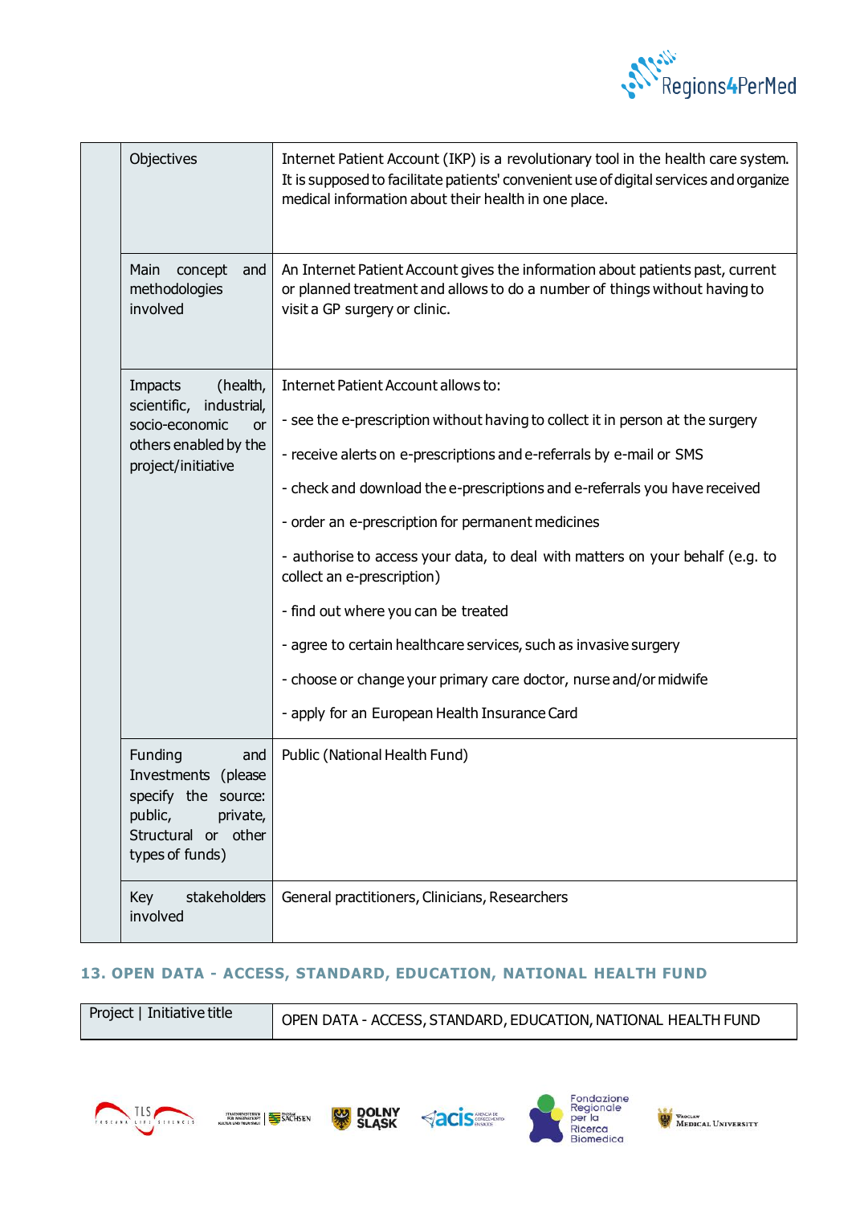| | | |
|---|---|---|
| | Objectives | Internet Patient Account (IKP) is a revolutionary tool in the health care system. It is supposed to facilitate patients' convenient use of digital services and organize medical information about their health in one place. |
| | Main concept and methodologies involved | An Internet Patient Account gives the information about patients past, current or planned treatment and allows to do a number of things without having to visit a GP surgery or clinic. |
| | Impacts (health, scientific, industrial, socio-economic or others enabled by the project/initiative | Internet Patient Account allows to:<br><br>- see the e-prescription without having to collect it in person at the surgery<br><br>- receive alerts on e-prescriptions and e-referrals by e-mail or SMS<br><br>- check and download the e-prescriptions and e-referrals you have received<br><br>- order an e-prescription for permanent medicines<br><br>- authorise to access your data, to deal with matters on your behalf (e.g. to collect an e-prescription)<br><br>- find out where you can be treated<br><br>- agree to certain healthcare services, such as invasive surgery<br><br>- choose or change your primary care doctor, nurse and/or midwife<br><br>- apply for an European Health Insurance Card |
| | Funding and Investments (please specify the source: public, private, Structural or other types of funds) | Public (National Health Fund) |
| | Key stakeholders involved | General practitioners, Clinicians, Researchers |

## 13. OPEN DATA - ACCESS, STANDARD, EDUCATION, NATIONAL HEALTH FUND

| Project \| Initiative title | OPEN DATA - ACCESS, STANDARD, EDUCATION, NATIONAL HEALTH FUND |
|---|---|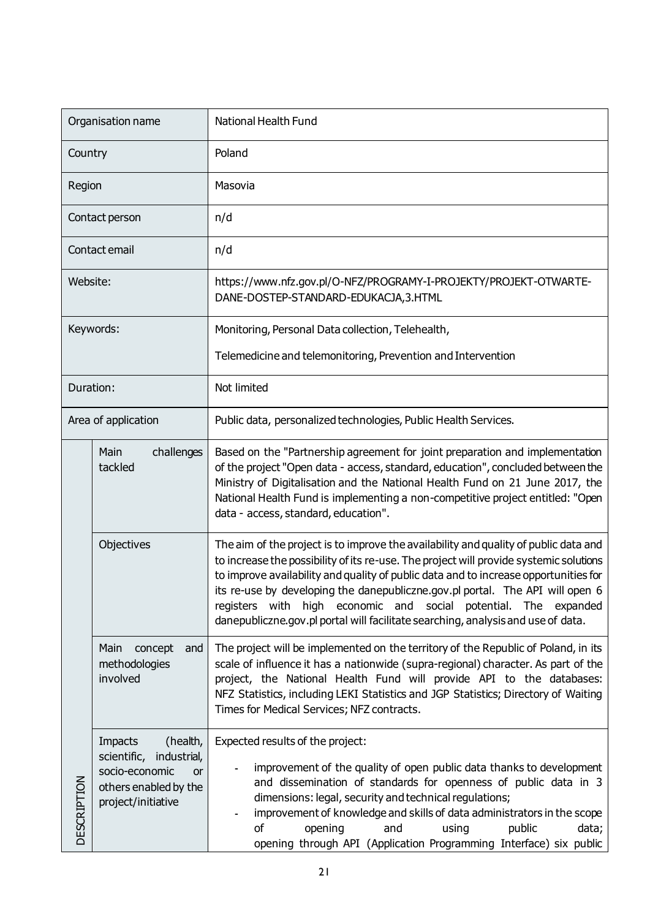| Organisation name | | National Health Fund |
|---|---|---|
| Country | | Poland |
| Region | | Masovia |
| Contact person | | n/d |
| Contact email | | n/d |
| Website: | | https://www.nfz.gov.pl/O-NFZ/PROGRAMY-I-PROJEKTY/PROJEKT-OTWARTE-DANE-DOSTEP-STANDARD-EDUKACJA,3.HTML |
| Keywords: | | Monitoring, Personal Data collection, Telehealth,<br><br>Telemedicine and telemonitoring, Prevention and Intervention |
| Duration: | | Not limited |
| Area of application | | Public data, personalized technologies, Public Health Services. |
| DESCRIPTION | Main challenges tackled | Based on the "Partnership agreement for joint preparation and implementation of the project "Open data - access, standard, education", concluded between the Ministry of Digitalisation and the National Health Fund on 21 June 2017, the National Health Fund is implementing a non-competitive project entitled: "Open data - access, standard, education". |
| | Objectives | The aim of the project is to improve the availability and quality of public data and to increase the possibility of its re-use. The project will provide systemic solutions to improve availability and quality of public data and to increase opportunities for its re-use by developing the danepubliczne.gov.pl portal. The API will open 6 registers with high economic and social potential. The expanded danepubliczne.gov.pl portal will facilitate searching, analysis and use of data. |
| | Main concept and methodologies involved | The project will be implemented on the territory of the Republic of Poland, in its scale of influence it has a nationwide (supra-regional) character. As part of the project, the National Health Fund will provide API to the databases: NFZ Statistics, including LEKI Statistics and JGP Statistics; Directory of Waiting Times for Medical Services; NFZ contracts. |
| | Impacts (health, scientific, industrial, socio-economic or others enabled by the project/initiative | Expected results of the project:<br><br>- improvement of the quality of open public data thanks to development and dissemination of standards for openness of public data in 3 dimensions: legal, security and technical regulations;<br>- improvement of knowledge and skills of data administrators in the scope of opening and using public data; opening through API (Application Programming Interface) six public |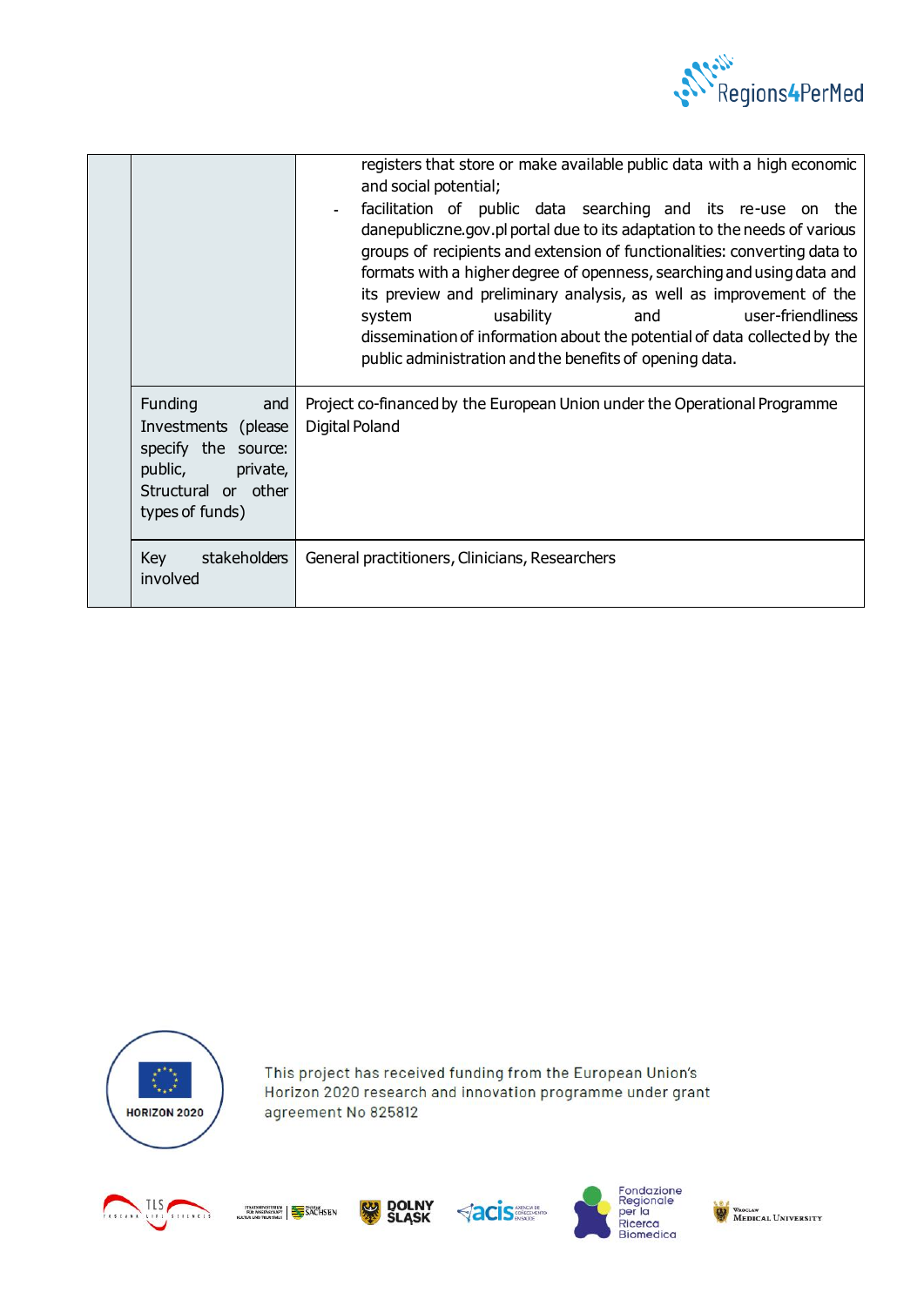| | | |
|---|---|---|
| | | registers that store or make available public data with a high economic and social potential;<br>- facilitation of public data searching and its re-use on the danepubliczne.gov.pl portal due to its adaptation to the needs of various groups of recipients and extension of functionalities: converting data to formats with a higher degree of openness, searching and using data and its preview and preliminary analysis, as well as improvement of the system usability and user-friendliness dissemination of information about the potential of data collected by the public administration and the benefits of opening data. |
| | Funding and Investments (please specify the source: public, private, Structural or other types of funds) | Project co-financed by the European Union under the Operational Programme Digital Poland |
| | Key stakeholders involved | General practitioners, Clinicians, Researchers |

This project has received funding from the European Union's Horizon 2020 research and innovation programme under grant agreement No 825812